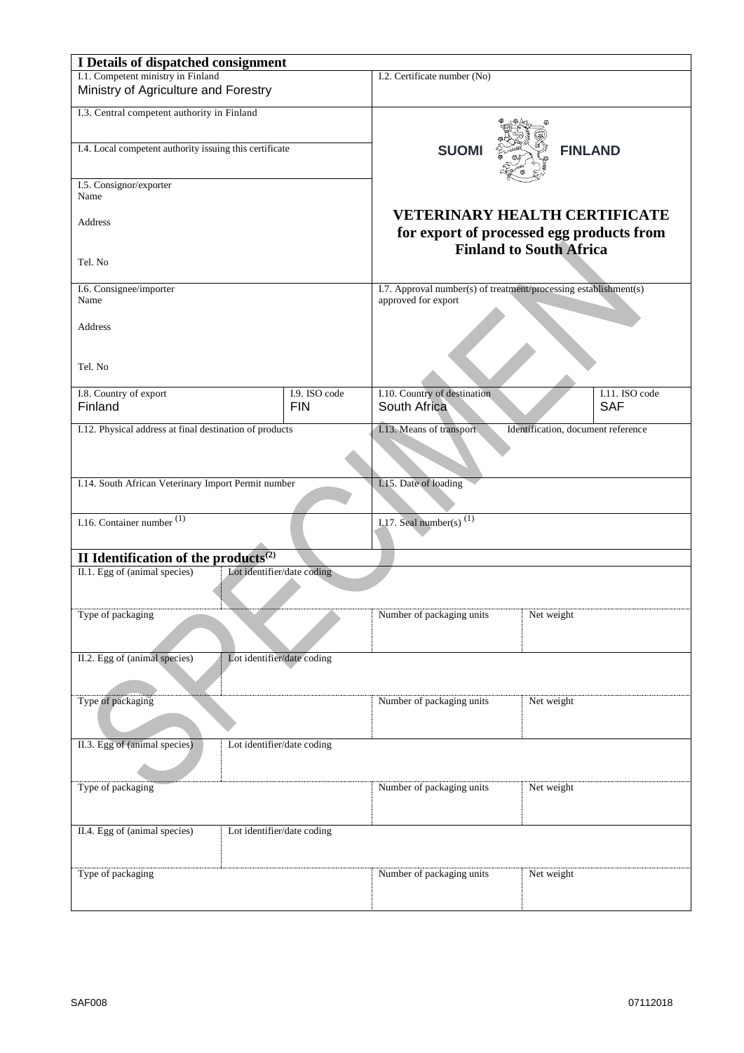## I Details of dispatched consignment

| | |
|---|---|
| I.1. Competent ministry in Finland<br>Ministry of Agriculture and Forestry | I.2. Certificate number (No) |
| I.3. Central competent authority in Finland | SUOMI FINLAND |
| I.4. Local competent authority issuing this certificate | |
| I.5. Consignor/exporter<br>Name<br><br>Address<br><br>Tel. No | **VETERINARY HEALTH CERTIFICATE for export of processed egg products from Finland to South Africa** |
| I.6. Consignee/importer<br>Name<br><br>Address<br><br>Tel. No | I.7. Approval number(s) of treatment/processing establishment(s) approved for export |

| I.8. Country of export | I.9. ISO code | I.10. Country of destination | I.11. ISO code |
|---|---|---|---|
| Finland | FIN | South Africa | SAF |

| | |
|---|---|
| I.12. Physical address at final destination of products | I.13. Means of transport &nbsp;&nbsp; Identification, document reference |
| I.14. South African Veterinary Import Permit number | I.15. Date of loading |
| I.16. Container number [1] | I.17. Seal number(s) [1] |

## II Identification of the products[2]

| | | | |
|---|---|---|---|
| II.1. Egg of (animal species) | Lot identifier/date coding | | |
| Type of packaging | | Number of packaging units | Net weight |
| II.2. Egg of (animal species) | Lot identifier/date coding | | |
| Type of packaging | | Number of packaging units | Net weight |
| II.3. Egg of (animal species) | Lot identifier/date coding | | |
| Type of packaging | | Number of packaging units | Net weight |
| II.4. Egg of (animal species) | Lot identifier/date coding | | |
| Type of packaging | | Number of packaging units | Net weight |

SAF008 07112018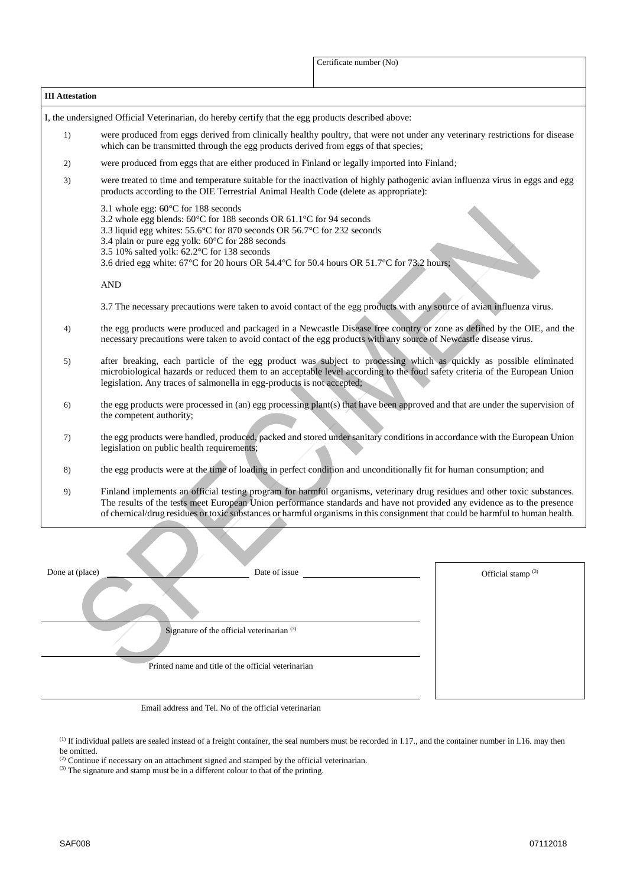Certificate number (No)

**III Attestation**

I, the undersigned Official Veterinarian, do hereby certify that the egg products described above:

1) were produced from eggs derived from clinically healthy poultry, that were not under any veterinary restrictions for disease which can be transmitted through the egg products derived from eggs of that species;

2) were produced from eggs that are either produced in Finland or legally imported into Finland;

3) were treated to time and temperature suitable for the inactivation of highly pathogenic avian influenza virus in eggs and egg products according to the OIE Terrestrial Animal Health Code (delete as appropriate):

   3.1 whole egg: 60°C for 188 seconds
   3.2 whole egg blends: 60°C for 188 seconds OR 61.1°C for 94 seconds
   3.3 liquid egg whites: 55.6°C for 870 seconds OR 56.7°C for 232 seconds
   3.4 plain or pure egg yolk: 60°C for 288 seconds
   3.5 10% salted yolk: 62.2°C for 138 seconds
   3.6 dried egg white: 67°C for 20 hours OR 54.4°C for 50.4 hours OR 51.7°C for 73.2 hours;

   AND

   3.7 The necessary precautions were taken to avoid contact of the egg products with any source of avian influenza virus.

4) the egg products were produced and packaged in a Newcastle Disease free country or zone as defined by the OIE, and the necessary precautions were taken to avoid contact of the egg products with any source of Newcastle disease virus.

5) after breaking, each particle of the egg product was subject to processing which as quickly as possible eliminated microbiological hazards or reduced them to an acceptable level according to the food safety criteria of the European Union legislation. Any traces of salmonella in egg-products is not accepted;

6) the egg products were processed in (an) egg processing plant(s) that have been approved and that are under the supervision of the competent authority;

7) the egg products were handled, produced, packed and stored under sanitary conditions in accordance with the European Union legislation on public health requirements;

8) the egg products were at the time of loading in perfect condition and unconditionally fit for human consumption; and

9) Finland implements an official testing program for harmful organisms, veterinary drug residues and other toxic substances. The results of the tests meet European Union performance standards and have not provided any evidence as to the presence of chemical/drug residues or toxic substances or harmful organisms in this consignment that could be harmful to human health.

Done at (place) ______________________ Date of issue ______________________

Official stamp [3]

Signature of the official veterinarian [3]

Printed name and title of the official veterinarian

Email address and Tel. No of the official veterinarian

[1] If individual pallets are sealed instead of a freight container, the seal numbers must be recorded in I.17., and the container number in I.16. may then be omitted.
[2] Continue if necessary on an attachment signed and stamped by the official veterinarian.
[3] The signature and stamp must be in a different colour to that of the printing.

SAF008 07112018